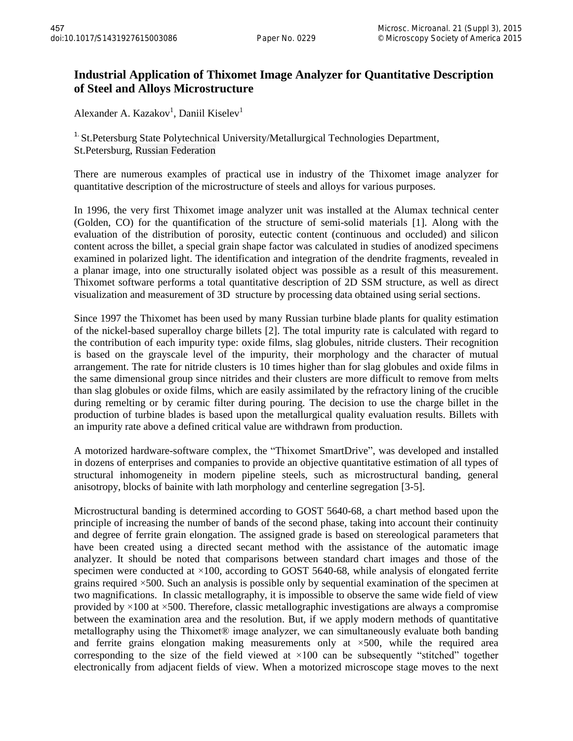# Industrial Application of Thixomet Image Analyzer for Quantitative Description of Steel and Alloys Microstructure

Alexander A. Kazakov[1], Daniil Kiselev[1]

[1.] St.Petersburg State Polytechnical University/Metallurgical Technologies Department, St.Petersburg, Russian Federation

There are numerous examples of practical use in industry of the Thixomet image analyzer for quantitative description of the microstructure of steels and alloys for various purposes.

In 1996, the very first Thixomet image analyzer unit was installed at the Alumax technical center (Golden, CO) for the quantification of the structure of semi-solid materials [1]. Along with the evaluation of the distribution of porosity, eutectic content (continuous and occluded) and silicon content across the billet, a special grain shape factor was calculated in studies of anodized specimens examined in polarized light. The identification and integration of the dendrite fragments, revealed in a planar image, into one structurally isolated object was possible as a result of this measurement. Thixomet software performs a total quantitative description of 2D SSM structure, as well as direct visualization and measurement of 3D structure by processing data obtained using serial sections.

Since 1997 the Thixomet has been used by many Russian turbine blade plants for quality estimation of the nickel-based superalloy charge billets [2]. The total impurity rate is calculated with regard to the contribution of each impurity type: oxide films, slag globules, nitride clusters. Their recognition is based on the grayscale level of the impurity, their morphology and the character of mutual arrangement. The rate for nitride clusters is 10 times higher than for slag globules and oxide films in the same dimensional group since nitrides and their clusters are more difficult to remove from melts than slag globules or oxide films, which are easily assimilated by the refractory lining of the crucible during remelting or by ceramic filter during pouring. The decision to use the charge billet in the production of turbine blades is based upon the metallurgical quality evaluation results. Billets with an impurity rate above a defined critical value are withdrawn from production.

A motorized hardware-software complex, the "Thixomet SmartDrive", was developed and installed in dozens of enterprises and companies to provide an objective quantitative estimation of all types of structural inhomogeneity in modern pipeline steels, such as microstructural banding, general anisotropy, blocks of bainite with lath morphology and centerline segregation [3-5].

Microstructural banding is determined according to GOST 5640-68, a chart method based upon the principle of increasing the number of bands of the second phase, taking into account their continuity and degree of ferrite grain elongation. The assigned grade is based on stereological parameters that have been created using a directed secant method with the assistance of the automatic image analyzer. It should be noted that comparisons between standard chart images and those of the specimen were conducted at ×100, according to GOST 5640-68, while analysis of elongated ferrite grains required ×500. Such an analysis is possible only by sequential examination of the specimen at two magnifications. In classic metallography, it is impossible to observe the same wide field of view provided by ×100 at ×500. Therefore, classic metallographic investigations are always a compromise between the examination area and the resolution. But, if we apply modern methods of quantitative metallography using the Thixomet® image analyzer, we can simultaneously evaluate both banding and ferrite grains elongation making measurements only at ×500, while the required area corresponding to the size of the field viewed at ×100 can be subsequently "stitched" together electronically from adjacent fields of view. When a motorized microscope stage moves to the next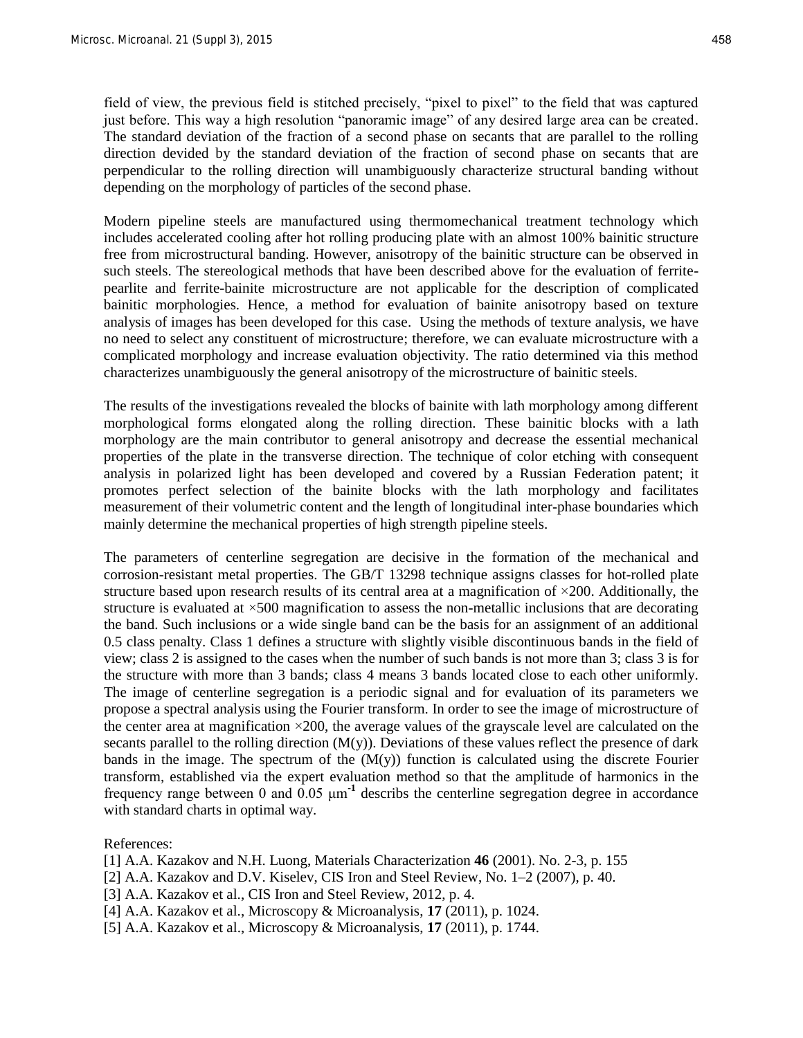field of view, the previous field is stitched precisely, "pixel to pixel" to the field that was captured just before. This way a high resolution "panoramic image" of any desired large area can be created. The standard deviation of the fraction of a second phase on secants that are parallel to the rolling direction devided by the standard deviation of the fraction of second phase on secants that are perpendicular to the rolling direction will unambiguously characterize structural banding without depending on the morphology of particles of the second phase.

Modern pipeline steels are manufactured using thermomechanical treatment technology which includes accelerated cooling after hot rolling producing plate with an almost 100% bainitic structure free from microstructural banding. However, anisotropy of the bainitic structure can be observed in such steels. The stereological methods that have been described above for the evaluation of ferrite-pearlite and ferrite-bainite microstructure are not applicable for the description of complicated bainitic morphologies. Hence, a method for evaluation of bainite anisotropy based on texture analysis of images has been developed for this case. Using the methods of texture analysis, we have no need to select any constituent of microstructure; therefore, we can evaluate microstructure with a complicated morphology and increase evaluation objectivity. The ratio determined via this method characterizes unambiguously the general anisotropy of the microstructure of bainitic steels.

The results of the investigations revealed the blocks of bainite with lath morphology among different morphological forms elongated along the rolling direction. These bainitic blocks with a lath morphology are the main contributor to general anisotropy and decrease the essential mechanical properties of the plate in the transverse direction. The technique of color etching with consequent analysis in polarized light has been developed and covered by a Russian Federation patent; it promotes perfect selection of the bainite blocks with the lath morphology and facilitates measurement of their volumetric content and the length of longitudinal inter-phase boundaries which mainly determine the mechanical properties of high strength pipeline steels.

The parameters of centerline segregation are decisive in the formation of the mechanical and corrosion-resistant metal properties. The GB/T 13298 technique assigns classes for hot-rolled plate structure based upon research results of its central area at a magnification of $\times 200$. Additionally, the structure is evaluated at $\times 500$ magnification to assess the non-metallic inclusions that are decorating the band. Such inclusions or a wide single band can be the basis for an assignment of an additional 0.5 class penalty. Class 1 defines a structure with slightly visible discontinuous bands in the field of view; class 2 is assigned to the cases when the number of such bands is not more than 3; class 3 is for the structure with more than 3 bands; class 4 means 3 bands located close to each other uniformly. The image of centerline segregation is a periodic signal and for evaluation of its parameters we propose a spectral analysis using the Fourier transform. In order to see the image of microstructure of the center area at magnification $\times 200$, the average values of the grayscale level are calculated on the secants parallel to the rolling direction ($M(y)$). Deviations of these values reflect the presence of dark bands in the image. The spectrum of the ($M(y)$) function is calculated using the discrete Fourier transform, established via the expert evaluation method so that the amplitude of harmonics in the frequency range between 0 and 0.05 $\mu m^{-1}$ describs the centerline segregation degree in accordance with standard charts in optimal way.

References:

[1] A.A. Kazakov and N.H. Luong, Materials Characterization **46** (2001). No. 2-3, p. 155

[2] A.A. Kazakov and D.V. Kiselev, CIS Iron and Steel Review, No. 1–2 (2007), p. 40.

[3] A.A. Kazakov et al., CIS Iron and Steel Review, 2012, p. 4.

[4] A.A. Kazakov et al., Microscopy & Microanalysis, **17** (2011), p. 1024.

[5] A.A. Kazakov et al., Microscopy & Microanalysis, **17** (2011), p. 1744.